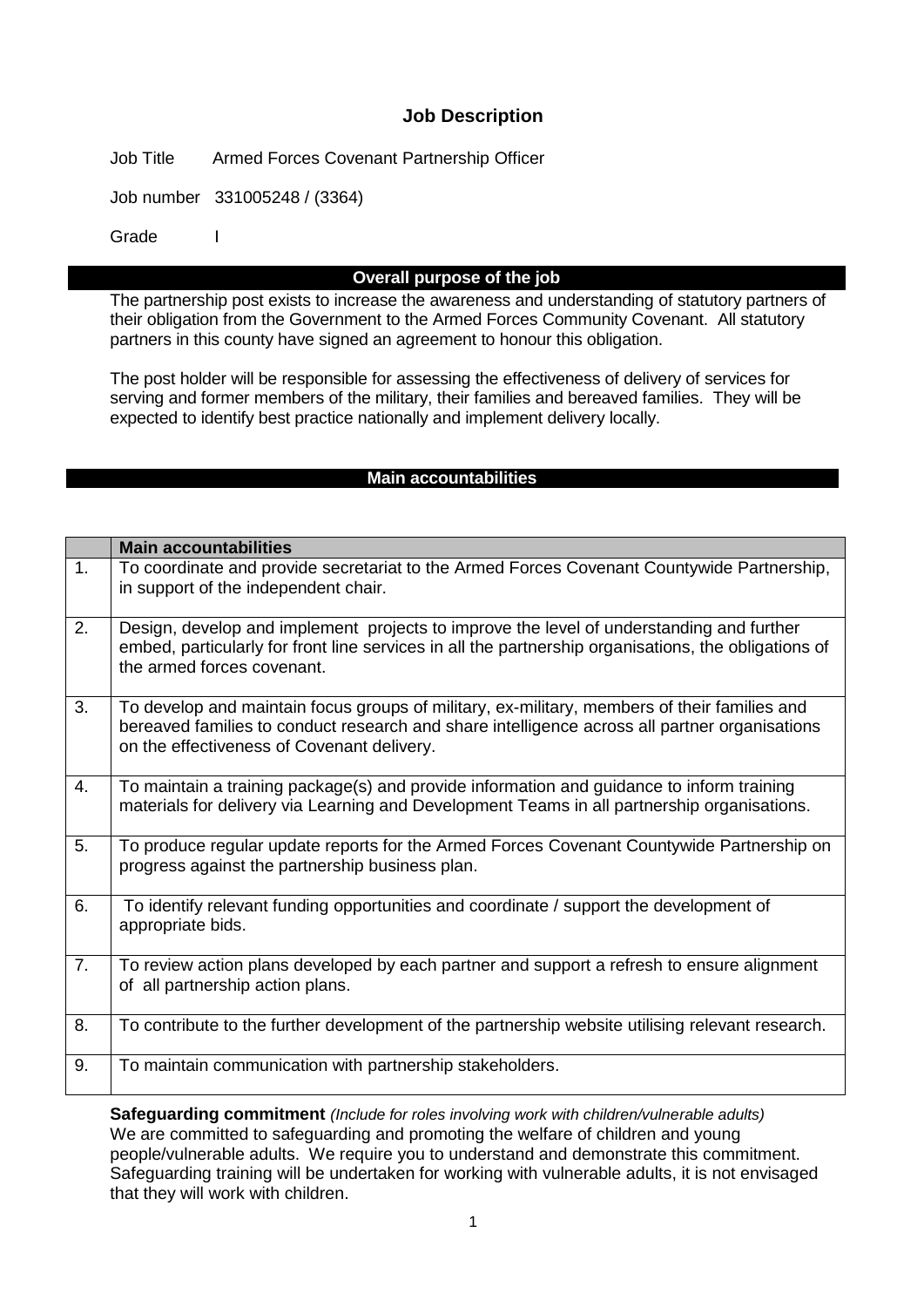# Job Description

Job Title Armed Forces Covenant Partnership Officer

Job number 331005248 / (3364)

Grade I

## Overall purpose of the job

The partnership post exists to increase the awareness and understanding of statutory partners of their obligation from the Government to the Armed Forces Community Covenant. All statutory partners in this county have signed an agreement to honour this obligation.

The post holder will be responsible for assessing the effectiveness of delivery of services for serving and former members of the military, their families and bereaved families. They will be expected to identify best practice nationally and implement delivery locally.

## Main accountabilities

| | **Main accountabilities** |
|---|---|
| 1. | To coordinate and provide secretariat to the Armed Forces Covenant Countywide Partnership, in support of the independent chair. |
| 2. | Design, develop and implement projects to improve the level of understanding and further embed, particularly for front line services in all the partnership organisations, the obligations of the armed forces covenant. |
| 3. | To develop and maintain focus groups of military, ex-military, members of their families and bereaved families to conduct research and share intelligence across all partner organisations on the effectiveness of Covenant delivery. |
| 4. | To maintain a training package(s) and provide information and guidance to inform training materials for delivery via Learning and Development Teams in all partnership organisations. |
| 5. | To produce regular update reports for the Armed Forces Covenant Countywide Partnership on progress against the partnership business plan. |
| 6. | To identify relevant funding opportunities and coordinate / support the development of appropriate bids. |
| 7. | To review action plans developed by each partner and support a refresh to ensure alignment of all partnership action plans. |
| 8. | To contribute to the further development of the partnership website utilising relevant research. |
| 9. | To maintain communication with partnership stakeholders. |

**Safeguarding commitment** *(Include for roles involving work with children/vulnerable adults)*
We are committed to safeguarding and promoting the welfare of children and young people/vulnerable adults. We require you to understand and demonstrate this commitment. Safeguarding training will be undertaken for working with vulnerable adults, it is not envisaged that they will work with children.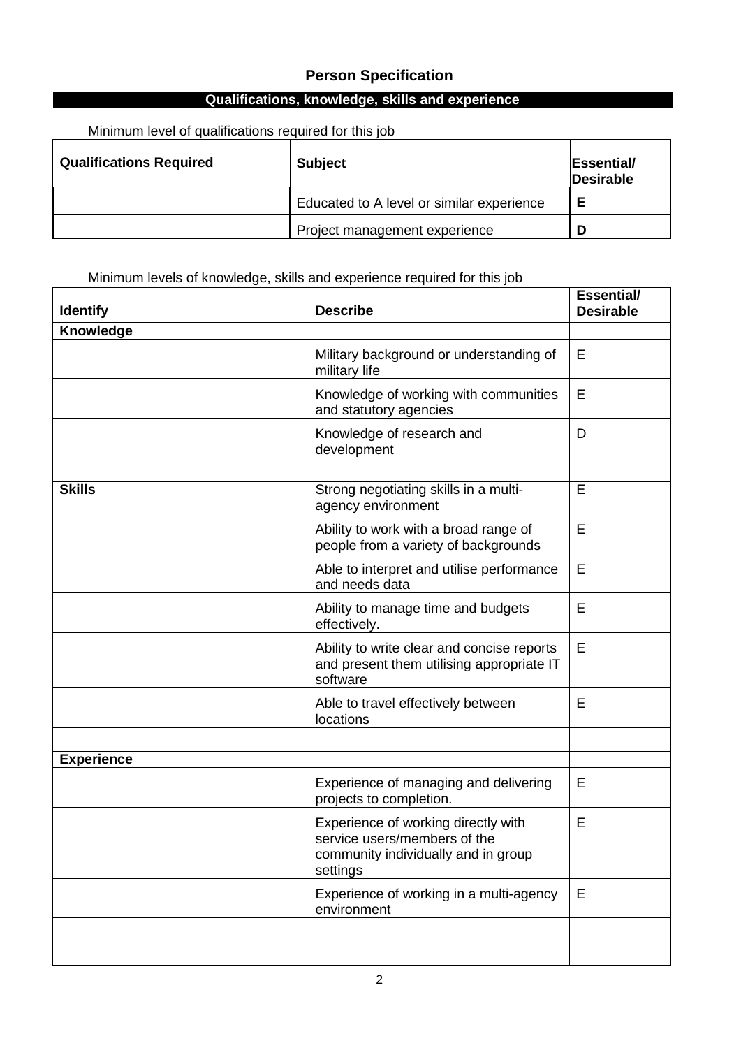## Person Specification

### Qualifications, knowledge, skills and experience

Minimum level of qualifications required for this job

| Qualifications Required | Subject | Essential/ Desirable |
|---|---|---|
| | Educated to A level or similar experience | **E** |
| | Project management experience | **D** |

Minimum levels of knowledge, skills and experience required for this job

| Identify | Describe | Essential/ Desirable |
|---|---|---|
| **Knowledge** | | |
| | Military background or understanding of military life | E |
| | Knowledge of working with communities and statutory agencies | E |
| | Knowledge of research and development | D |
| | | |
| **Skills** | Strong negotiating skills in a multi-agency environment | E |
| | Ability to work with a broad range of people from a variety of backgrounds | E |
| | Able to interpret and utilise performance and needs data | E |
| | Ability to manage time and budgets effectively. | E |
| | Ability to write clear and concise reports and present them utilising appropriate IT software | E |
| | Able to travel effectively between locations | E |
| | | |
| **Experience** | | |
| | Experience of managing and delivering projects to completion. | E |
| | Experience of working directly with service users/members of the community individually and in group settings | E |
| | Experience of working in a multi-agency environment | E |
| | | |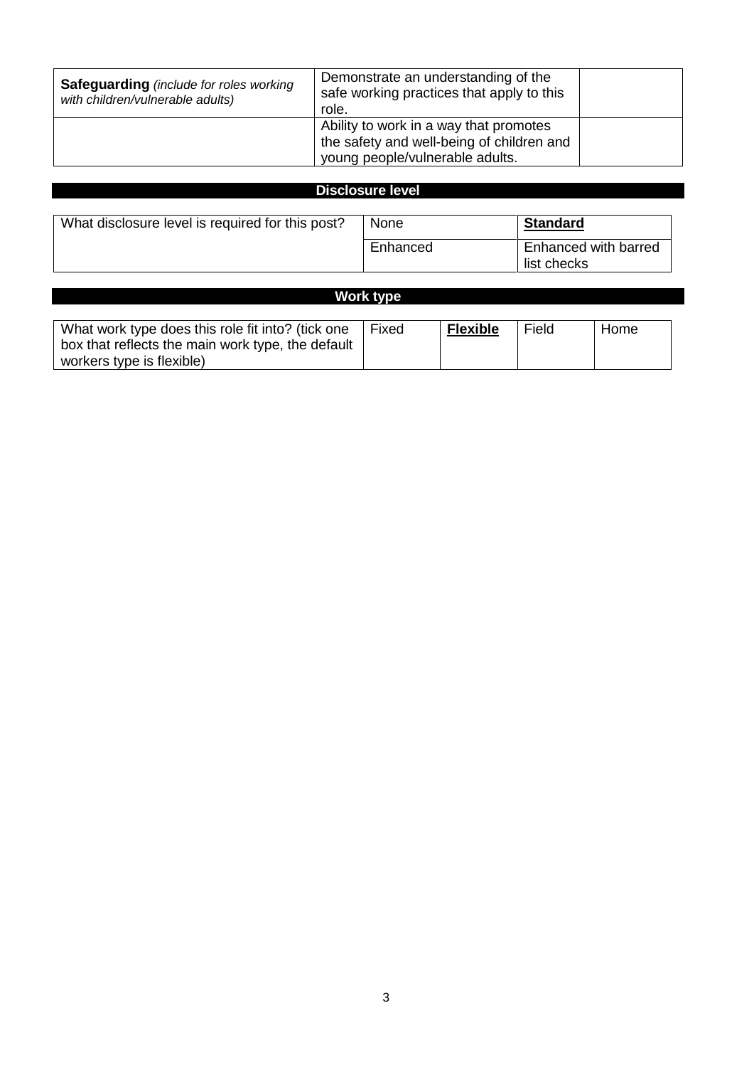| | | |
|---|---|---|
| **Safeguarding** *(include for roles working with children/vulnerable adults)* | Demonstrate an understanding of the safe working practices that apply to this role. | |
| | Ability to work in a way that promotes the safety and well-being of children and young people/vulnerable adults. | |

## Disclosure level

| | | |
|---|---|---|
| What disclosure level is required for this post? | None | **Standard** |
| | Enhanced | Enhanced with barred list checks |

## Work type

| | | | | |
|---|---|---|---|---|
| What work type does this role fit into? (tick one box that reflects the main work type, the default workers type is flexible) | Fixed | **Flexible** | Field | Home |